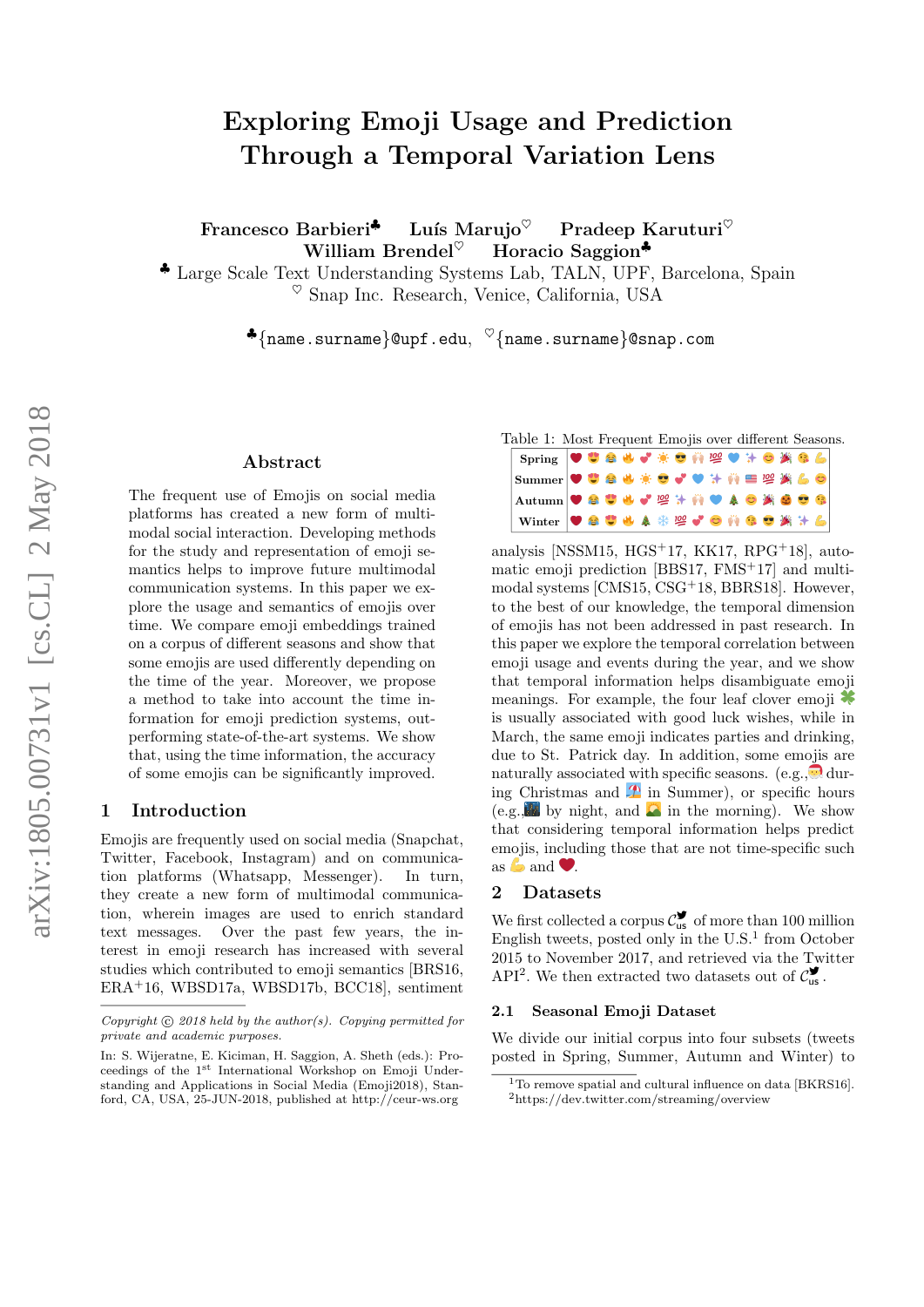# Exploring Emoji Usage and Prediction Through a Temporal Variation Lens

**Francesco Barbieri**[♣] **Luís Marujo**[♡] **Pradeep Karuturi**[♡] **William Brendel**[♡] **Horacio Saggion**[♣]

[♣] Large Scale Text Understanding Systems Lab, TALN, UPF, Barcelona, Spain
[♡] Snap Inc. Research, Venice, California, USA

[♣]`{name.surname}@upf.edu`, [♡]`{name.surname}@snap.com`

## Abstract

The frequent use of Emojis on social media platforms has created a new form of multimodal social interaction. Developing methods for the study and representation of emoji semantics helps to improve future multimodal communication systems. In this paper we explore the usage and semantics of emojis over time. We compare emoji embeddings trained on a corpus of different seasons and show that some emojis are used differently depending on the time of the year. Moreover, we propose a method to take into account the time information for emoji prediction systems, outperforming state-of-the-art systems. We show that, using the time information, the accuracy of some emojis can be significantly improved.

## 1 Introduction

Emojis are frequently used on social media (Snapchat, Twitter, Facebook, Instagram) and on communication platforms (Whatsapp, Messenger). In turn, they create a new form of multimodal communication, wherein images are used to enrich standard text messages. Over the past few years, the interest in emoji research has increased with several studies which contributed to emoji semantics [BRS16, ERA+16, WBSD17a, WBSD17b, BCC18], sentiment analysis [NSSM15, HGS+17, KK17, RPG+18], automatic emoji prediction [BBS17, FMS+17] and multimodal systems [CMS15, CSG+18, BBRS18]. However, to the best of our knowledge, the temporal dimension of emojis has not been addressed in past research. In this paper we explore the temporal correlation between emoji usage and events during the year, and we show that temporal information helps disambiguate emoji meanings. For example, the four leaf clover emoji 🍀 is usually associated with good luck wishes, while in March, the same emoji indicates parties and drinking, due to St. Patrick day. In addition, some emojis are naturally associated with specific seasons. (e.g., 🎅 during Christmas and 🏖 in Summer), or specific hours (e.g., 🌃 by night, and 🌄 in the morning). We show that considering temporal information helps predict emojis, including those that are not time-specific such as 💪 and ❤️.

Table 1: Most Frequent Emojis over different Seasons.

| | | | | | | | | | | | | | | | |
|---|---|---|---|---|---|---|---|---|---|---|---|---|---|---|---|
| **Spring** | ❤️ | 😍 | 😂 | 🔥 | 💕 | ☀️ | 😎 | 🙌 | 💯 | 💙 | ✨ | 😊 | 🎉 | 😘 | 💪 |
| **Summer** | ❤️ | 😍 | 😂 | 🔥 | ☀️ | 😎 | 💕 | 💙 | ✨ | 🙌 | 🇺🇸 | 💯 | 🎉 | 💪 | 😊 |
| **Autumn** | ❤️ | 😂 | 😍 | 🔥 | 💕 | 💯 | ✨ | 🙌 | 💙 | 🎄 | 😊 | 🎉 | 🎃 | 😎 | 😘 |
| **Winter** | ❤️ | 😂 | 😍 | 🔥 | 🎄 | ❄️ | 💯 | 💕 | 😊 | 🙌 | 😘 | 😎 | 🎉 | ✨ | 💪 |

## 2 Datasets

We first collected a corpus $\mathcal{C}_{us}$ of more than 100 million English tweets, posted only in the U.S.[1] from October 2015 to November 2017, and retrieved via the Twitter API[2]. We then extracted two datasets out of $\mathcal{C}_{us}$.

### 2.1 Seasonal Emoji Dataset

We divide our initial corpus into four subsets (tweets posted in Spring, Summer, Autumn and Winter) to

---

*Copyright © 2018 held by the author(s). Copying permitted for private and academic purposes.*

In: S. Wijeratne, E. Kiciman, H. Saggion, A. Sheth (eds.): Proceedings of the 1st International Workshop on Emoji Understanding and Applications in Social Media (Emoji2018), Stanford, CA, USA, 25-JUN-2018, published at http://ceur-ws.org

[1] To remove spatial and cultural influence on data [BKRS16].
[2] https://dev.twitter.com/streaming/overview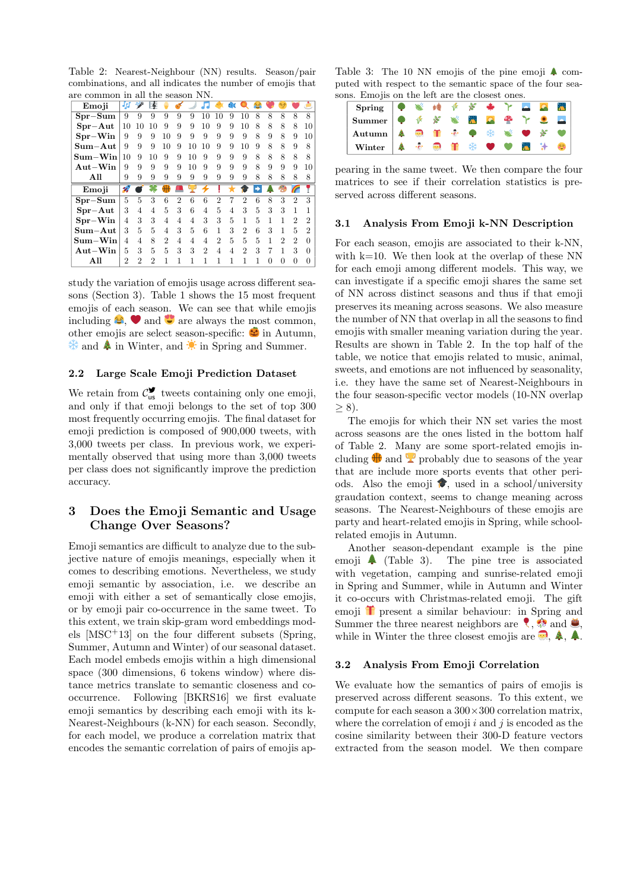Table 2: Nearest-Neighbour (NN) results. Season/pair combinations, and all indicates the number of emojis that are common in all the season NN.

| Emoji | 🎶 | 🎤 | 🎼 | 🍦 | 🎸 | 🌙 | 🎵 | 🐥 | 🐟 | 🔍 | 😂 | 💖 | 😊 | ❤️ | 🍰 |
|---|---|---|---|---|---|---|---|---|---|---|---|---|---|---|---|
| Spr−Sum | 9 | 9 | 9 | 9 | 9 | 9 | 10 | 10 | 9 | 10 | 8 | 8 | 8 | 8 | 8 |
| Spr−Aut | 10 | 10 | 10 | 9 | 9 | 9 | 10 | 9 | 9 | 10 | 8 | 8 | 8 | 8 | 10 |
| Spr−Win | 9 | 9 | 9 | 10 | 9 | 9 | 9 | 9 | 9 | 9 | 8 | 9 | 8 | 9 | 10 |
| Sum−Aut | 9 | 9 | 9 | 10 | 9 | 10 | 10 | 9 | 9 | 10 | 9 | 8 | 8 | 9 | 8 |
| Sum−Win | 10 | 9 | 10 | 9 | 9 | 10 | 9 | 9 | 9 | 9 | 8 | 8 | 8 | 8 | 8 |
| Aut−Win | 9 | 9 | 9 | 9 | 10 | 9 | 9 | 9 | 9 | 8 | 9 | 9 | 9 | 9 | 10 |
| All | 9 | 9 | 9 | 9 | 9 | 9 | 9 | 9 | 9 | 9 | 8 | 8 | 8 | 8 | 8 |
| **Emoji** | 🚀 | 💣 | ☘️ | 🏀 | 🚨 | 🏆 | ⚡ | ❗ | ⭐ | 🎓 | ➡️ | 🌲 | 🍄 | 🌈 | 🎈 |
| Spr−Sum | 5 | 5 | 3 | 6 | 2 | 6 | 6 | 2 | 7 | 2 | 6 | 8 | 3 | 2 | 3 |
| Spr−Aut | 3 | 4 | 4 | 5 | 3 | 6 | 4 | 5 | 4 | 3 | 5 | 3 | 3 | 1 | 1 |
| Spr−Win | 4 | 3 | 3 | 4 | 4 | 4 | 3 | 3 | 5 | 1 | 5 | 1 | 1 | 2 | 2 |
| Sum−Aut | 3 | 5 | 5 | 4 | 3 | 5 | 6 | 1 | 3 | 2 | 6 | 3 | 1 | 5 | 2 |
| Sum−Win | 4 | 4 | 8 | 2 | 4 | 4 | 4 | 2 | 5 | 5 | 5 | 1 | 2 | 2 | 0 |
| Aut−Win | 5 | 3 | 5 | 5 | 3 | 3 | 2 | 4 | 4 | 2 | 3 | 7 | 1 | 3 | 0 |
| All | 2 | 2 | 2 | 1 | 1 | 1 | 1 | 1 | 1 | 1 | 1 | 0 | 0 | 0 | 0 |

study the variation of emojis usage across different seasons (Section 3). Table 1 shows the 15 most frequent emojis of each season. We can see that while emojis including 😂, ❤️ and 😍 are always the most common, other emojis are select season-specific: 🎃 in Autumn, ❄️ and 🎄 in Winter, and ☀️ in Spring and Summer.

## 2.2 Large Scale Emoji Prediction Dataset

We retain from $\mathcal{C}_{us}$ tweets containing only one emoji, and only if that emoji belongs to the set of top 300 most frequently occurring emojis. The final dataset for emoji prediction is composed of 900,000 tweets, with 3,000 tweets per class. In previous work, we experimentally observed that using more than 3,000 tweets per class does not significantly improve the prediction accuracy.

# 3 Does the Emoji Semantic and Usage Change Over Seasons?

Emoji semantics are difficult to analyze due to the subjective nature of emojis meanings, especially when it comes to describing emotions. Nevertheless, we study emoji semantic by association, i.e. we describe an emoji with either a set of semantically close emojis, or by emoji pair co-occurrence in the same tweet. To this extent, we train skip-gram word embeddings models [MSC+13] on the four different subsets (Spring, Summer, Autumn and Winter) of our seasonal dataset. Each model embeds emojis within a high dimensional space (300 dimensions, 6 tokens window) where distance metrics translate to semantic closeness and co-occurrence. Following [BKRS16] we first evaluate emoji semantics by describing each emoji with its k-Nearest-Neighbours (k-NN) for each season. Secondly, for each model, we produce a correlation matrix that encodes the semantic correlation of pairs of emojis appearing in the same tweet. We then compare the four matrices to see if their correlation statistics is preserved across different seasons.

Table 3: The 10 NN emojis of the pine emoji 🌲 computed with respect to the semantic space of the four seasons. Emojis on the left are the closest ones.

| Spring | 🌳 | 🍃 | 🍂 | 🌾 | 🌿 | 🍁 | 🌱 | 🏔️ | 🌄 | 🏕️ |
|---|---|---|---|---|---|---|---|---|---|---|
| Summer | 🌳 | 🌾 | 🌿 | 🍃 | 🏕️ | 🌄 | 🍄 | 🌱 | 🌻 | 🏔️ |
| Autumn | 🎄 | 🎅 | 🎁 | ☃️ | 🌳 | ❄️ | 🍃 | ❤️ | 🌿 | 💚 |
| Winter | 🎄 | ☃️ | 🎅 | 🎁 | ❄️ | ❤️ | 💚 | 🏕️ | ✨ | ☺️ |

## 3.1 Analysis From Emoji k-NN Description

For each season, emojis are associated to their k-NN, with k=10. We then look at the overlap of these NN for each emoji among different models. This way, we can investigate if a specific emoji shares the same set of NN across distinct seasons and thus if that emoji preserves its meaning across seasons. We also measure the number of NN that overlap in all the seasons to find emojis with smaller meaning variation during the year. Results are shown in Table 2. In the top half of the table, we notice that emojis related to music, animal, sweets, and emotions are not influenced by seasonality, i.e. they have the same set of Nearest-Neighbours in the four season-specific vector models (10-NN overlap $\geq 8$).

The emojis for which their NN set varies the most across seasons are the ones listed in the bottom half of Table 2. Many are some sport-related emojis including 🏀 and 🏆 probably due to seasons of the year that are include more sports events that other periods. Also the emoji 🎓, used in a school/university graduation context, seems to change meaning across seasons. The Nearest-Neighbours of these emojis are party and heart-related emojis in Spring, while school-related emojis in Autumn.

Another season-dependant example is the pine emoji 🌲 (Table 3). The pine tree is associated with vegetation, camping and sunrise-related emoji in Spring and Summer, while in Autumn and Winter it co-occurs with Christmas-related emoji. The gift emoji 🎁 present a similar behaviour: in Spring and Summer the three nearest neighbors are 🎈, 🎊 and 🎂, while in Winter the three closest emojis are 🎅, 🎄, 🌲.

## 3.2 Analysis From Emoji Correlation

We evaluate how the semantics of pairs of emojis is preserved across different seasons. To this extent, we compute for each season a $300 \times 300$ correlation matrix, where the correlation of emoji $i$ and $j$ is encoded as the cosine similarity between their 300-D feature vectors extracted from the season model. We then compare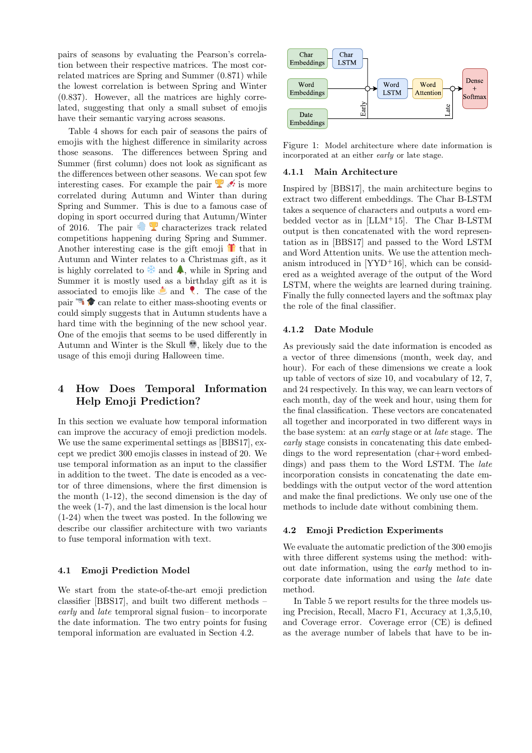pairs of seasons by evaluating the Pearson's correlation between their respective matrices. The most correlated matrices are Spring and Summer (0.871) while the lowest correlation is between Spring and Winter (0.837). However, all the matrices are highly correlated, suggesting that only a small subset of emojis have their semantic varying across seasons.

Table 4 shows for each pair of seasons the pairs of emojis with the highest difference in similarity across those seasons. The differences between Spring and Summer (first column) does not look as significant as the differences between other seasons. We can spot few interesting cases. For example the pair 🏆 💉 is more correlated during Autumn and Winter than during Spring and Summer. This is due to a famous case of doping in sport occurred during that Autumn/Winter of 2016. The pair 💨 🏆 characterizes track related competitions happening during Spring and Summer. Another interesting case is the gift emoji 🎁 that in Autumn and Winter relates to a Christmas gift, as it is highly correlated to ❄️ and 🎄, while in Spring and Summer it is mostly used as a birthday gift as it is associated to emojis like 🍰 and 🎈. The case of the pair 🔫 🎓 can relate to either mass-shooting events or could simply suggests that in Autumn students have a hard time with the beginning of the new school year. One of the emojis that seems to be used differently in Autumn and Winter is the Skull 💀, likely due to the usage of this emoji during Halloween time.

# 4 How Does Temporal Information Help Emoji Prediction?

In this section we evaluate how temporal information can improve the accuracy of emoji prediction models. We use the same experimental settings as [BBS17], except we predict 300 emojis classes in instead of 20. We use temporal information as an input to the classifier in addition to the tweet. The date is encoded as a vector of three dimensions, where the first dimension is the month (1-12), the second dimension is the day of the week (1-7), and the last dimension is the local hour (1-24) when the tweet was posted. In the following we describe our classifier architecture with two variants to fuse temporal information with text.

## 4.1 Emoji Prediction Model

We start from the state-of-the-art emoji prediction classifier [BBS17], and built two different methods – *early* and *late* temproral signal fusion– to incorporate the date information. The two entry points for fusing temporal information are evaluated in Section 4.2.

Figure 1: Model architecture where date information is incorporated at an either *early* or late stage.

### 4.1.1 Main Architecture

Inspired by [BBS17], the main architecture begins to extract two different embeddings. The Char B-LSTM takes a sequence of characters and outputs a word embedded vector as in [LLM+15]. The Char B-LSTM output is then concatenated with the word representation as in [BBS17] and passed to the Word LSTM and Word Attention units. We use the attention mechanism introduced in [YYD+16], which can be considered as a weighted average of the output of the Word LSTM, where the weights are learned during training. Finally the fully connected layers and the softmax play the role of the final classifier.

### 4.1.2 Date Module

As previously said the date information is encoded as a vector of three dimensions (month, week day, and hour). For each of these dimensions we create a look up table of vectors of size 10, and vocabulary of 12, 7, and 24 respectively. In this way, we can learn vectors of each month, day of the week and hour, using them for the the final classification. These vectors are concatenated all together and incorporated in two different ways in the base system: at an *early* stage or at *late* stage. The *early* stage consists in concatenating this date embeddings to the word representation (char+word embeddings) and pass them to the Word LSTM. The *late* incorporation consists in concatenating the date embeddings with the output vector of the word attention and make the final predictions. We only use one of the methods to include date without combining them.

## 4.2 Emoji Prediction Experiments

We evaluate the automatic prediction of the 300 emojis with three different systems using the method: without date information, using the *early* method to incorporate date information and using the *late* date method.

In Table 5 we report results for the three models using Precision, Recall, Macro F1, Accuracy at 1,3,5,10, and Coverage error. Coverage error (CE) is defined as the average number of labels that have to be in-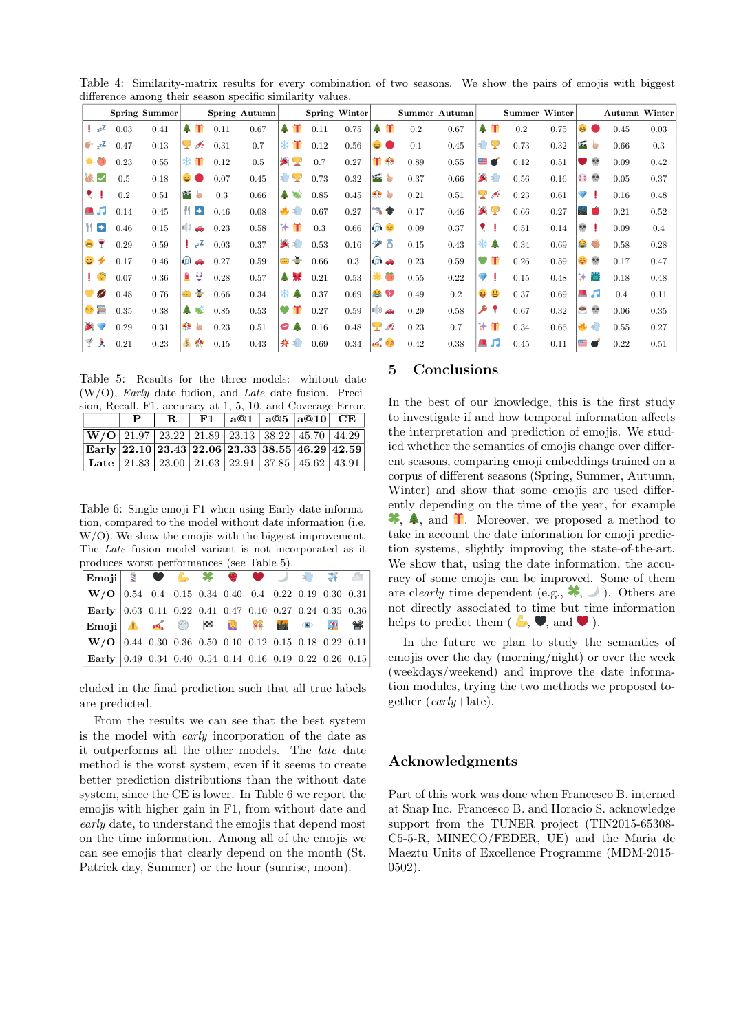Table 4: Similarity-matrix results for every combination of two seasons. We show the pairs of emojis with biggest difference among their season specific similarity values.

| | Spring | Summer | | Spring | Autumn | | Spring | Winter | | Summer | Autumn | | Summer | Winter | | Autumn | Winter |
|---|---|---|---|---|---|---|---|---|---|---|---|---|---|---|---|---|---|
| ❗ 💤 | 0.03 | 0.41 | 🌲 🎁 | 0.11 | 0.67 | 🌲 🎁 | 0.11 | 0.75 | 🌲 🎁 | 0.2 | 0.67 | 🌲 🎁 | 0.2 | 0.75 | 😆 🔴 | 0.45 | 0.03 |
| 👉 💤 | 0.47 | 0.13 | 🏆 🎻 | 0.31 | 0.7 | ❄️ 🎁 | 0.12 | 0.56 | 😆 🔴 | 0.1 | 0.45 | 💨 🏆 | 0.73 | 0.32 | 🎬 👆 | 0.66 | 0.3 |
| ☀️ 🍑 | 0.23 | 0.55 | ❄️ 🎁 | 0.12 | 0.5 | 🎉 🏆 | 0.7 | 0.27 | 🎁 🎊 | 0.89 | 0.55 | 🇺🇸 💣 | 0.12 | 0.51 | ❤️ 💀 | 0.09 | 0.42 |
| 🐇 ✅ | 0.5 | 0.18 | 😆 🔴 | 0.07 | 0.45 | 💨 🏆 | 0.73 | 0.32 | 🎬 👆 | 0.37 | 0.66 | 🎉 💨 | 0.56 | 0.16 | 👯 💀 | 0.05 | 0.37 |
| 🎈 ❗ | 0.2 | 0.51 | 🎬 👆 | 0.3 | 0.66 | 🌲 🏆 | 0.85 | 0.45 | 🎊 👆 | 0.21 | 0.51 | 🏆 🎻 | 0.23 | 0.61 | 💎 ❗ | 0.16 | 0.48 |
| 👠 🎵 | 0.14 | 0.45 | 🍴 ➡️ | 0.46 | 0.08 | 🔥 💨 | 0.67 | 0.27 | 🔫 🎓 | 0.17 | 0.46 | 🎉 🏆 | 0.66 | 0.27 | 🌃 🍎 | 0.21 | 0.52 |
| 🍴 ➡️ | 0.46 | 0.15 | 🔊 🚗 | 0.23 | 0.58 | ✨ 🎁 | 0.3 | 0.66 | 🎧 😑 | 0.09 | 0.37 | 🎈 ❗ | 0.51 | 0.14 | 💀 ❗ | 0.09 | 0.4 |
| 😷 🍷 | 0.29 | 0.59 | ❗ 💤 | 0.03 | 0.37 | 🎉 💨 | 0.53 | 0.16 | 💉 💍 | 0.15 | 0.43 | ❄️ 🌲 | 0.34 | 0.69 | 😂 👏 | 0.58 | 0.28 |
| 😃 ⚡ | 0.17 | 0.46 | 🎧 🚗 | 0.27 | 0.59 | 👑 🐝 | 0.66 | 0.3 | 🎧 🚗 | 0.23 | 0.59 | 💚 🎁 | 0.26 | 0.59 | 😌 💀 | 0.17 | 0.47 |
| ❗ 😇 | 0.07 | 0.36 | 💄 ♀️ | 0.28 | 0.57 | 🌲 🎀 | 0.21 | 0.53 | ☀️ 🍑 | 0.55 | 0.22 | 💎 ❗ | 0.15 | 0.48 | ✨ 🌃 | 0.18 | 0.48 |
| 💛 🏈 | 0.48 | 0.76 | 👑 🐝 | 0.66 | 0.34 | ❄️ 🌲 | 0.37 | 0.69 | 😂 💔 | 0.49 | 0.2 | 😛 😃 | 0.37 | 0.69 | 👠 🎵 | 0.4 | 0.11 |
| 😎 📖 | 0.35 | 0.38 | 🌲 🍃 | 0.85 | 0.53 | 💚 🌲 | 0.27 | 0.59 | 🔊 🚗 | 0.29 | 0.58 | 🔑 🎈 | 0.67 | 0.32 | ☕ 💀 | 0.06 | 0.35 |
| 🎊 💎 | 0.29 | 0.31 | 🎊 👆 | 0.23 | 0.51 | 💋 🌲 | 0.16 | 0.48 | 🏆 🎻 | 0.23 | 0.7 | ✨ 🎁 | 0.34 | 0.66 | 🔥 💨 | 0.55 | 0.27 |
| 🍸 🏃 | 0.21 | 0.23 | 💰 🎊 | 0.15 | 0.43 | 🌟 💨 | 0.69 | 0.34 | 💅 😘 | 0.42 | 0.38 | 👠 🎵 | 0.45 | 0.11 | 🇺🇸 💣 | 0.22 | 0.51 |

Table 5: Results for the three models: whitout date (W/O), *Early* date fudion, and *Late* date fusion. Precision, Recall, F1, accuracy at 1, 5, 10, and Coverage Error.

| | P | R | F1 | a@1 | a@5 | a@10 | CE |
|---|---|---|---|---|---|---|---|
| **W/O** | 21.97 | 23.22 | 21.89 | 23.13 | 38.22 | 45.70 | 44.29 |
| **Early** | **22.10** | **23.43** | **22.06** | **23.33** | **38.55** | **46.29** | **42.59** |
| **Late** | 21.83 | 23.00 | 21.63 | 22.91 | 37.85 | 45.62 | 43.91 |

Table 6: Single emoji F1 when using Early date information, compared to the model without date information (i.e. W/O). We show the emojis with the biggest improvement. The *Late* fusion model variant is not incorporated as it produces worst performances (see Table 5).

| **Emoji** | 💈 | 🖤 | 💪 | ☘️ | 🍓 | ❤️ | 🌙 | 💨 | ✈️ | ☁️ |
|---|---|---|---|---|---|---|---|---|---|---|
| **W/O** | 0.54 | 0.4 | 0.15 | 0.34 | 0.40 | 0.4 | 0.22 | 0.19 | 0.30 | 0.31 |
| **Early** | 0.63 | 0.11 | 0.22 | 0.41 | 0.47 | 0.10 | 0.27 | 0.24 | 0.35 | 0.36 |
| **Emoji** | ⚠️ | 💅 | 🌀 | 🏁 | 🙋 | 👫 | 🌃 | 👁 | 🎊 | 📽️ |
| **W/O** | 0.44 | 0.30 | 0.36 | 0.50 | 0.10 | 0.12 | 0.15 | 0.18 | 0.22 | 0.11 |
| **Early** | 0.49 | 0.34 | 0.40 | 0.54 | 0.14 | 0.16 | 0.19 | 0.22 | 0.26 | 0.15 |

cluded in the final prediction such that all true labels are predicted.

From the results we can see that the best system is the model with *early* incorporation of the date as it outperforms all the other models. The *late* date method is the worst system, even if it seems to create better prediction distributions than the without date system, since the CE is lower. In Table 6 we report the emojis with higher gain in F1, from without date and *early* date, to understand the emojis that depend most on the time information. Among all of the emojis we can see emojis that clearly depend on the month (St. Patrick day, Summer) or the hour (sunrise, moon).

## 5 Conclusions

In the best of our knowledge, this is the first study to investigate if and how temporal information affects the interpretation and prediction of emojis. We studied whether the semantics of emojis change over different seasons, comparing emoji embeddings trained on a corpus of different seasons (Spring, Summer, Autumn, Winter) and show that some emojis are used differently depending on the time of the year, for example ☘️, 🌲, and 🎁. Moreover, we proposed a method to take in account the date information for emoji prediction systems, slightly improving the state-of-the-art. We show that, using the date information, the accuracy of some emojis can be improved. Some of them are clearly time dependent (e.g., ☘️, 🌙 ). Others are not directly associated to time but time information helps to predict them ( 💪, 🖤, and ❤️ ).

In the future we plan to study the semantics of emojis over the day (morning/night) or over the week (weekdays/weekend) and improve the date information modules, trying the two methods we proposed together (*early*+late).

## Acknowledgments

Part of this work was done when Francesco B. interned at Snap Inc. Francesco B. and Horacio S. acknowledge support from the TUNER project (TIN2015-65308-C5-5-R, MINECO/FEDER, UE) and the Maria de Maeztu Units of Excellence Programme (MDM-2015-0502).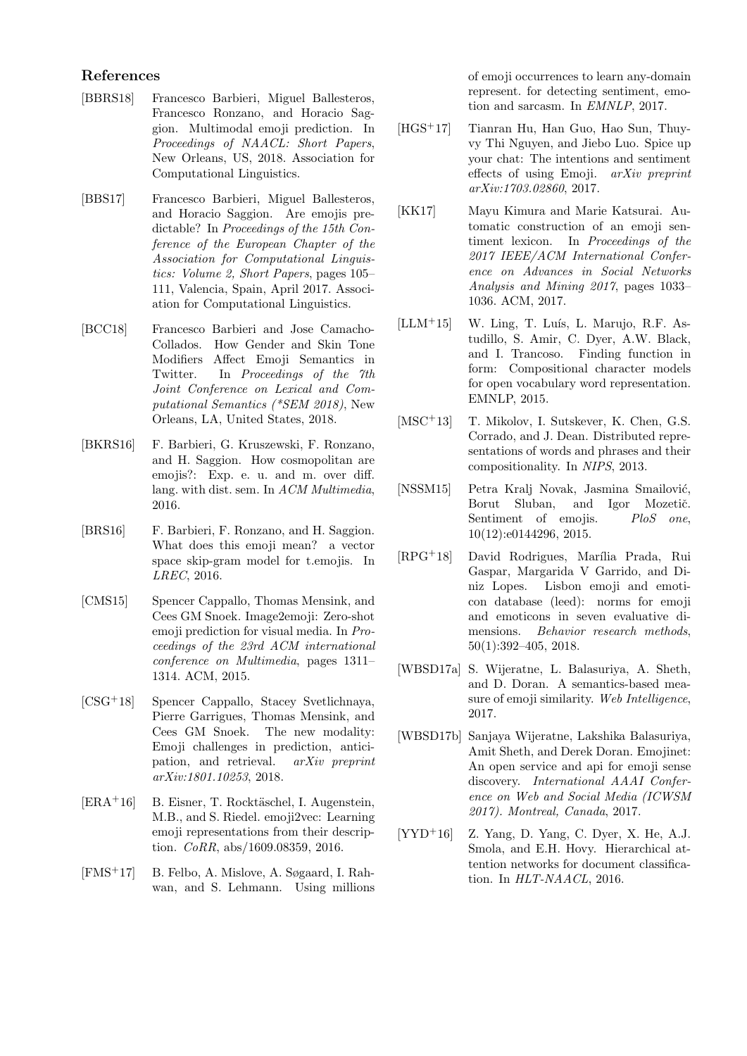## References

[BBRS18] Francesco Barbieri, Miguel Ballesteros, Francesco Ronzano, and Horacio Saggion. Multimodal emoji prediction. In *Proceedings of NAACL: Short Papers*, New Orleans, US, 2018. Association for Computational Linguistics.

[BBS17] Francesco Barbieri, Miguel Ballesteros, and Horacio Saggion. Are emojis predictable? In *Proceedings of the 15th Conference of the European Chapter of the Association for Computational Linguistics: Volume 2, Short Papers*, pages 105–111, Valencia, Spain, April 2017. Association for Computational Linguistics.

[BCC18] Francesco Barbieri and Jose Camacho-Collados. How Gender and Skin Tone Modifiers Affect Emoji Semantics in Twitter. In *Proceedings of the 7th Joint Conference on Lexical and Computational Semantics (*SEM 2018)*, New Orleans, LA, United States, 2018.

[BKRS16] F. Barbieri, G. Kruszewski, F. Ronzano, and H. Saggion. How cosmopolitan are emojis?: Exp. e. u. and m. over diff. lang. with dist. sem. In *ACM Multimedia*, 2016.

[BRS16] F. Barbieri, F. Ronzano, and H. Saggion. What does this emoji mean? a vector space skip-gram model for t.emojis. In *LREC*, 2016.

[CMS15] Spencer Cappallo, Thomas Mensink, and Cees GM Snoek. Image2emoji: Zero-shot emoji prediction for visual media. In *Proceedings of the 23rd ACM international conference on Multimedia*, pages 1311–1314. ACM, 2015.

[CSG+18] Spencer Cappallo, Stacey Svetlichnaya, Pierre Garrigues, Thomas Mensink, and Cees GM Snoek. The new modality: Emoji challenges in prediction, anticipation, and retrieval. *arXiv preprint arXiv:1801.10253*, 2018.

[ERA+16] B. Eisner, T. Rocktäschel, I. Augenstein, M.B., and S. Riedel. emoji2vec: Learning emoji representations from their description. *CoRR*, abs/1609.08359, 2016.

[FMS+17] B. Felbo, A. Mislove, A. Søgaard, I. Rahwan, and S. Lehmann. Using millions of emoji occurrences to learn any-domain represent. for detecting sentiment, emotion and sarcasm. In *EMNLP*, 2017.

[HGS+17] Tianran Hu, Han Guo, Hao Sun, Thuyvy Thi Nguyen, and Jiebo Luo. Spice up your chat: The intentions and sentiment effects of using Emoji. *arXiv preprint arXiv:1703.02860*, 2017.

[KK17] Mayu Kimura and Marie Katsurai. Automatic construction of an emoji sentiment lexicon. In *Proceedings of the 2017 IEEE/ACM International Conference on Advances in Social Networks Analysis and Mining 2017*, pages 1033–1036. ACM, 2017.

[LLM+15] W. Ling, T. Luís, L. Marujo, R.F. Astudillo, S. Amir, C. Dyer, A.W. Black, and I. Trancoso. Finding function in form: Compositional character models for open vocabulary word representation. EMNLP, 2015.

[MSC+13] T. Mikolov, I. Sutskever, K. Chen, G.S. Corrado, and J. Dean. Distributed representations of words and phrases and their compositionality. In *NIPS*, 2013.

[NSSM15] Petra Kralj Novak, Jasmina Smailović, Borut Sluban, and Igor Mozetič. Sentiment of emojis. *PloS one*, 10(12):e0144296, 2015.

[RPG+18] David Rodrigues, Marília Prada, Rui Gaspar, Margarida V Garrido, and Diniz Lopes. Lisbon emoji and emoticon database (leed): norms for emoji and emoticons in seven evaluative dimensions. *Behavior research methods*, 50(1):392–405, 2018.

[WBSD17a] S. Wijeratne, L. Balasuriya, A. Sheth, and D. Doran. A semantics-based measure of emoji similarity. *Web Intelligence*, 2017.

[WBSD17b] Sanjaya Wijeratne, Lakshika Balasuriya, Amit Sheth, and Derek Doran. Emojinet: An open service and api for emoji sense discovery. *International AAAI Conference on Web and Social Media (ICWSM 2017). Montreal, Canada*, 2017.

[YYD+16] Z. Yang, D. Yang, C. Dyer, X. He, A.J. Smola, and E.H. Hovy. Hierarchical attention networks for document classification. In *HLT-NAACL*, 2016.